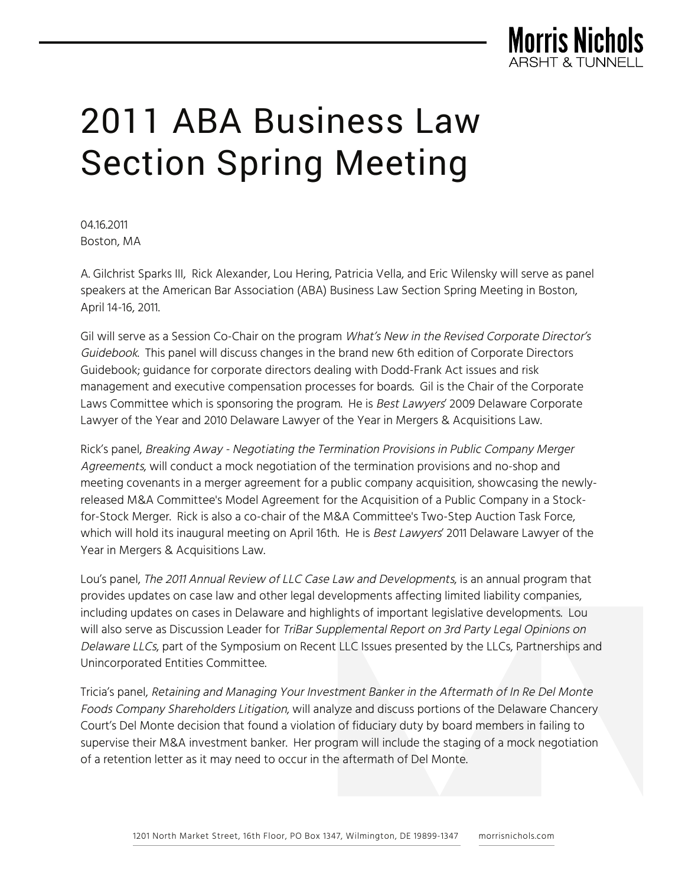# 2011 ABA Business Law Section Spring Meeting

04.16.2011
Boston, MA

A. Gilchrist Sparks III, Rick Alexander, Lou Hering, Patricia Vella, and Eric Wilensky will serve as panel speakers at the American Bar Association (ABA) Business Law Section Spring Meeting in Boston, April 14-16, 2011.

Gil will serve as a Session Co-Chair on the program *What's New in the Revised Corporate Director's Guidebook*. This panel will discuss changes in the brand new 6th edition of Corporate Directors Guidebook; guidance for corporate directors dealing with Dodd-Frank Act issues and risk management and executive compensation processes for boards. Gil is the Chair of the Corporate Laws Committee which is sponsoring the program. He is *Best Lawyers*' 2009 Delaware Corporate Lawyer of the Year and 2010 Delaware Lawyer of the Year in Mergers & Acquisitions Law.

Rick's panel, *Breaking Away - Negotiating the Termination Provisions in Public Company Merger Agreements*, will conduct a mock negotiation of the termination provisions and no-shop and meeting covenants in a merger agreement for a public company acquisition, showcasing the newly-released M&A Committee's Model Agreement for the Acquisition of a Public Company in a Stock-for-Stock Merger. Rick is also a co-chair of the M&A Committee's Two-Step Auction Task Force, which will hold its inaugural meeting on April 16th. He is *Best Lawyers*' 2011 Delaware Lawyer of the Year in Mergers & Acquisitions Law.

Lou's panel, *The 2011 Annual Review of LLC Case Law and Developments*, is an annual program that provides updates on case law and other legal developments affecting limited liability companies, including updates on cases in Delaware and highlights of important legislative developments. Lou will also serve as Discussion Leader for *TriBar Supplemental Report on 3rd Party Legal Opinions on Delaware LLCs*, part of the Symposium on Recent LLC Issues presented by the LLCs, Partnerships and Unincorporated Entities Committee.

Tricia's panel, *Retaining and Managing Your Investment Banker in the Aftermath of In Re Del Monte Foods Company Shareholders Litigation*, will analyze and discuss portions of the Delaware Chancery Court's Del Monte decision that found a violation of fiduciary duty by board members in failing to supervise their M&A investment banker. Her program will include the staging of a mock negotiation of a retention letter as it may need to occur in the aftermath of Del Monte.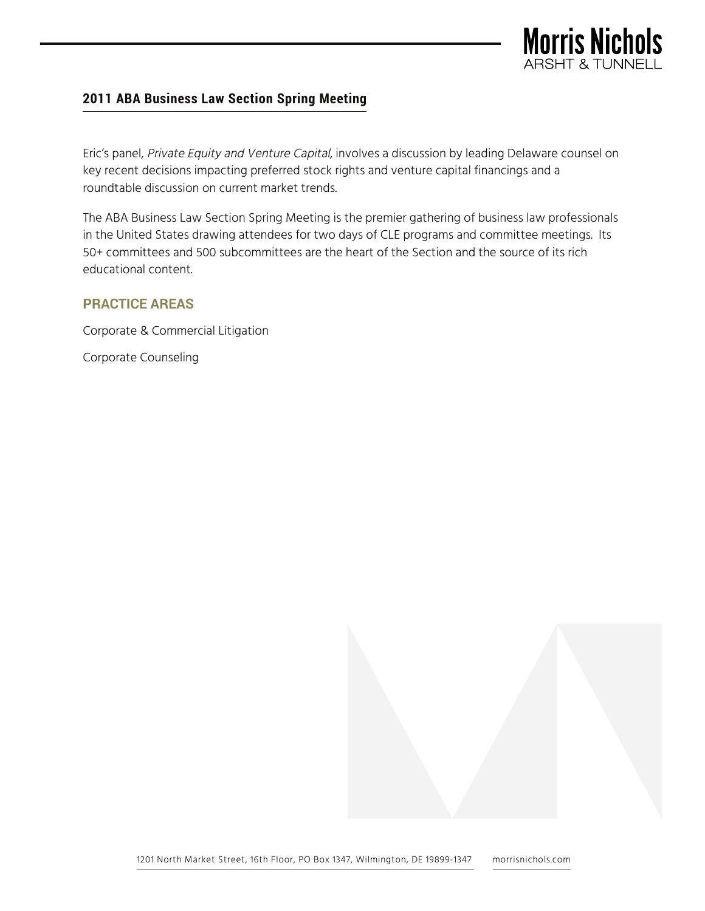## 2011 ABA Business Law Section Spring Meeting

Eric's panel, *Private Equity and Venture Capital*, involves a discussion by leading Delaware counsel on key recent decisions impacting preferred stock rights and venture capital financings and a roundtable discussion on current market trends.

The ABA Business Law Section Spring Meeting is the premier gathering of business law professionals in the United States drawing attendees for two days of CLE programs and committee meetings. Its 50+ committees and 500 subcommittees are the heart of the Section and the source of its rich educational content.

### PRACTICE AREAS

Corporate & Commercial Litigation

Corporate Counseling